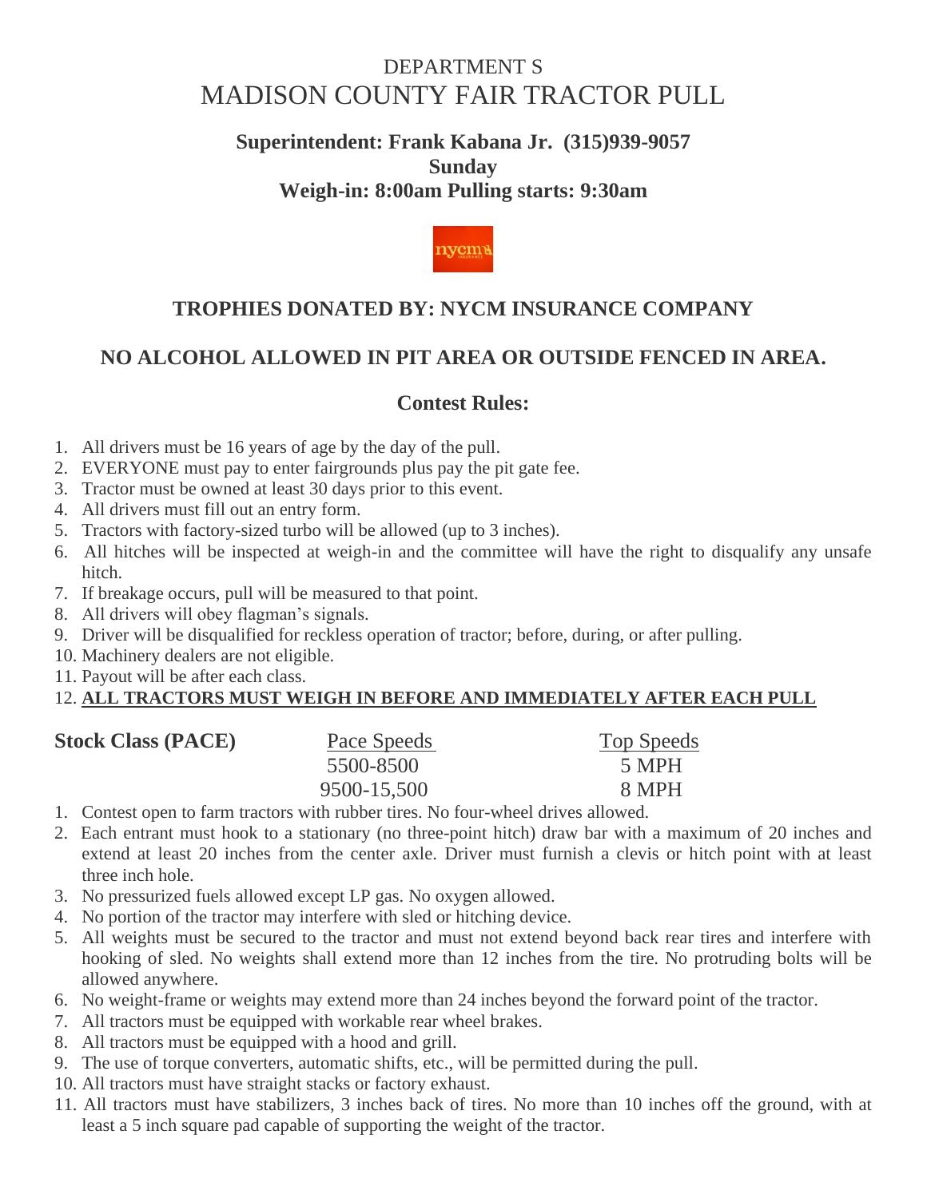# DEPARTMENT S
# MADISON COUNTY FAIR TRACTOR PULL

**Superintendent: Frank Kabana Jr. (315)939-9057**
**Sunday**
**Weigh-in: 8:00am Pulling starts: 9:30am**

## TROPHIES DONATED BY: NYCM INSURANCE COMPANY

## NO ALCOHOL ALLOWED IN PIT AREA OR OUTSIDE FENCED IN AREA.

## Contest Rules:

1. All drivers must be 16 years of age by the day of the pull.
2. EVERYONE must pay to enter fairgrounds plus pay the pit gate fee.
3. Tractor must be owned at least 30 days prior to this event.
4. All drivers must fill out an entry form.
5. Tractors with factory-sized turbo will be allowed (up to 3 inches).
6. All hitches will be inspected at weigh-in and the committee will have the right to disqualify any unsafe hitch.
7. If breakage occurs, pull will be measured to that point.
8. All drivers will obey flagman's signals.
9. Driver will be disqualified for reckless operation of tractor; before, during, or after pulling.
10. Machinery dealers are not eligible.
11. Payout will be after each class.
12. **ALL TRACTORS MUST WEIGH IN BEFORE AND IMMEDIATELY AFTER EACH PULL**

| **Stock Class (PACE)** | Pace Speeds | Top Speeds |
|---|---|---|
| | 5500-8500 | 5 MPH |
| | 9500-15,500 | 8 MPH |

1. Contest open to farm tractors with rubber tires. No four-wheel drives allowed.
2. Each entrant must hook to a stationary (no three-point hitch) draw bar with a maximum of 20 inches and extend at least 20 inches from the center axle. Driver must furnish a clevis or hitch point with at least three inch hole.
3. No pressurized fuels allowed except LP gas. No oxygen allowed.
4. No portion of the tractor may interfere with sled or hitching device.
5. All weights must be secured to the tractor and must not extend beyond back rear tires and interfere with hooking of sled. No weights shall extend more than 12 inches from the tire. No protruding bolts will be allowed anywhere.
6. No weight-frame or weights may extend more than 24 inches beyond the forward point of the tractor.
7. All tractors must be equipped with workable rear wheel brakes.
8. All tractors must be equipped with a hood and grill.
9. The use of torque converters, automatic shifts, etc., will be permitted during the pull.
10. All tractors must have straight stacks or factory exhaust.
11. All tractors must have stabilizers, 3 inches back of tires. No more than 10 inches off the ground, with at least a 5 inch square pad capable of supporting the weight of the tractor.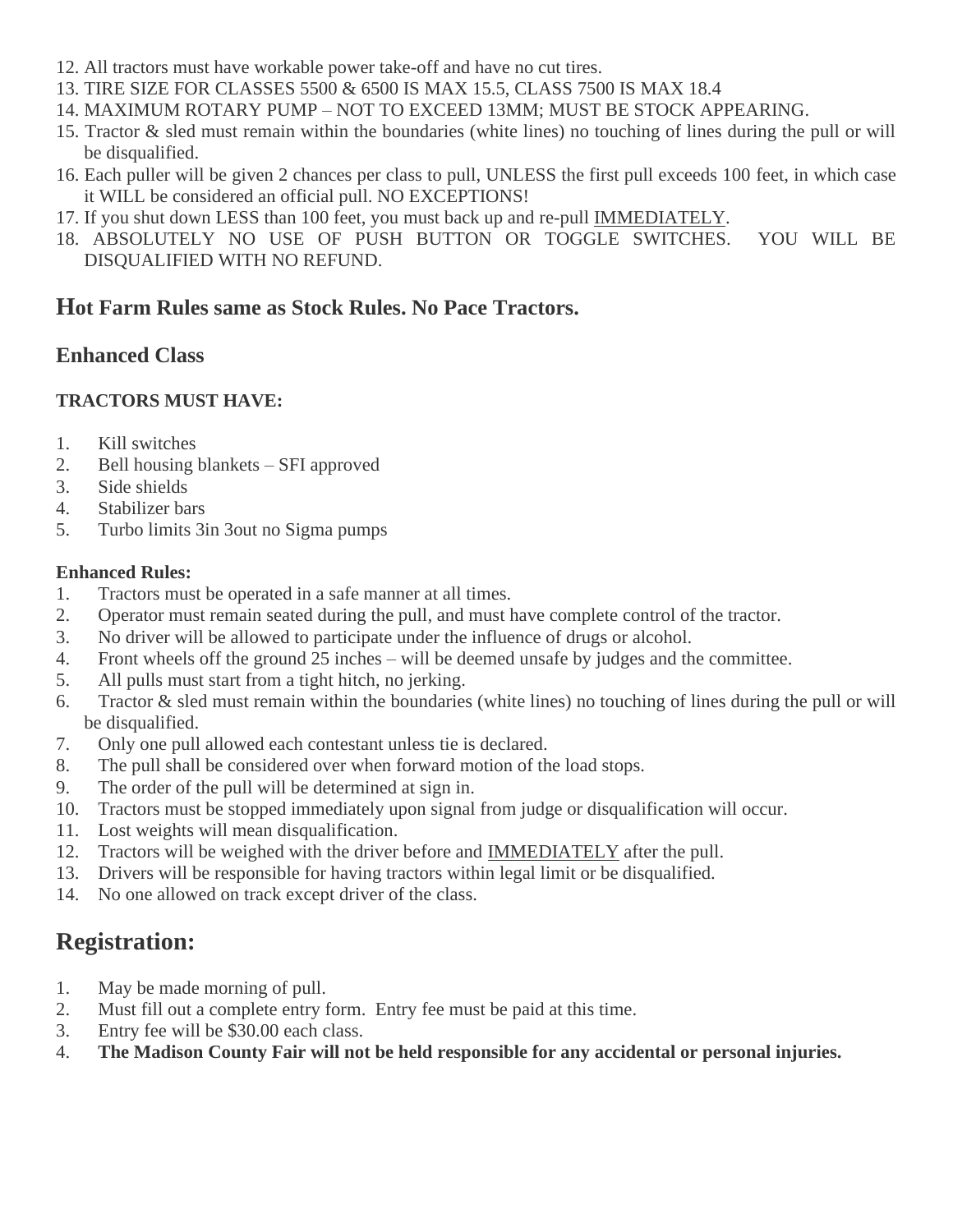12. All tractors must have workable power take-off and have no cut tires.
13. TIRE SIZE FOR CLASSES 5500 & 6500 IS MAX 15.5, CLASS 7500 IS MAX 18.4
14. MAXIMUM ROTARY PUMP – NOT TO EXCEED 13MM; MUST BE STOCK APPEARING.
15. Tractor & sled must remain within the boundaries (white lines) no touching of lines during the pull or will be disqualified.
16. Each puller will be given 2 chances per class to pull, UNLESS the first pull exceeds 100 feet, in which case it WILL be considered an official pull. NO EXCEPTIONS!
17. If you shut down LESS than 100 feet, you must back up and re-pull IMMEDIATELY.
18. ABSOLUTELY NO USE OF PUSH BUTTON OR TOGGLE SWITCHES. YOU WILL BE DISQUALIFIED WITH NO REFUND.

## Hot Farm Rules same as Stock Rules. No Pace Tractors.

## Enhanced Class

**TRACTORS MUST HAVE:**

1. Kill switches
2. Bell housing blankets – SFI approved
3. Side shields
4. Stabilizer bars
5. Turbo limits 3in 3out no Sigma pumps

**Enhanced Rules:**

1. Tractors must be operated in a safe manner at all times.
2. Operator must remain seated during the pull, and must have complete control of the tractor.
3. No driver will be allowed to participate under the influence of drugs or alcohol.
4. Front wheels off the ground 25 inches – will be deemed unsafe by judges and the committee.
5. All pulls must start from a tight hitch, no jerking.
6. Tractor & sled must remain within the boundaries (white lines) no touching of lines during the pull or will be disqualified.
7. Only one pull allowed each contestant unless tie is declared.
8. The pull shall be considered over when forward motion of the load stops.
9. The order of the pull will be determined at sign in.
10. Tractors must be stopped immediately upon signal from judge or disqualification will occur.
11. Lost weights will mean disqualification.
12. Tractors will be weighed with the driver before and IMMEDIATELY after the pull.
13. Drivers will be responsible for having tractors within legal limit or be disqualified.
14. No one allowed on track except driver of the class.

# Registration:

1. May be made morning of pull.
2. Must fill out a complete entry form. Entry fee must be paid at this time.
3. Entry fee will be $30.00 each class.
4. **The Madison County Fair will not be held responsible for any accidental or personal injuries.**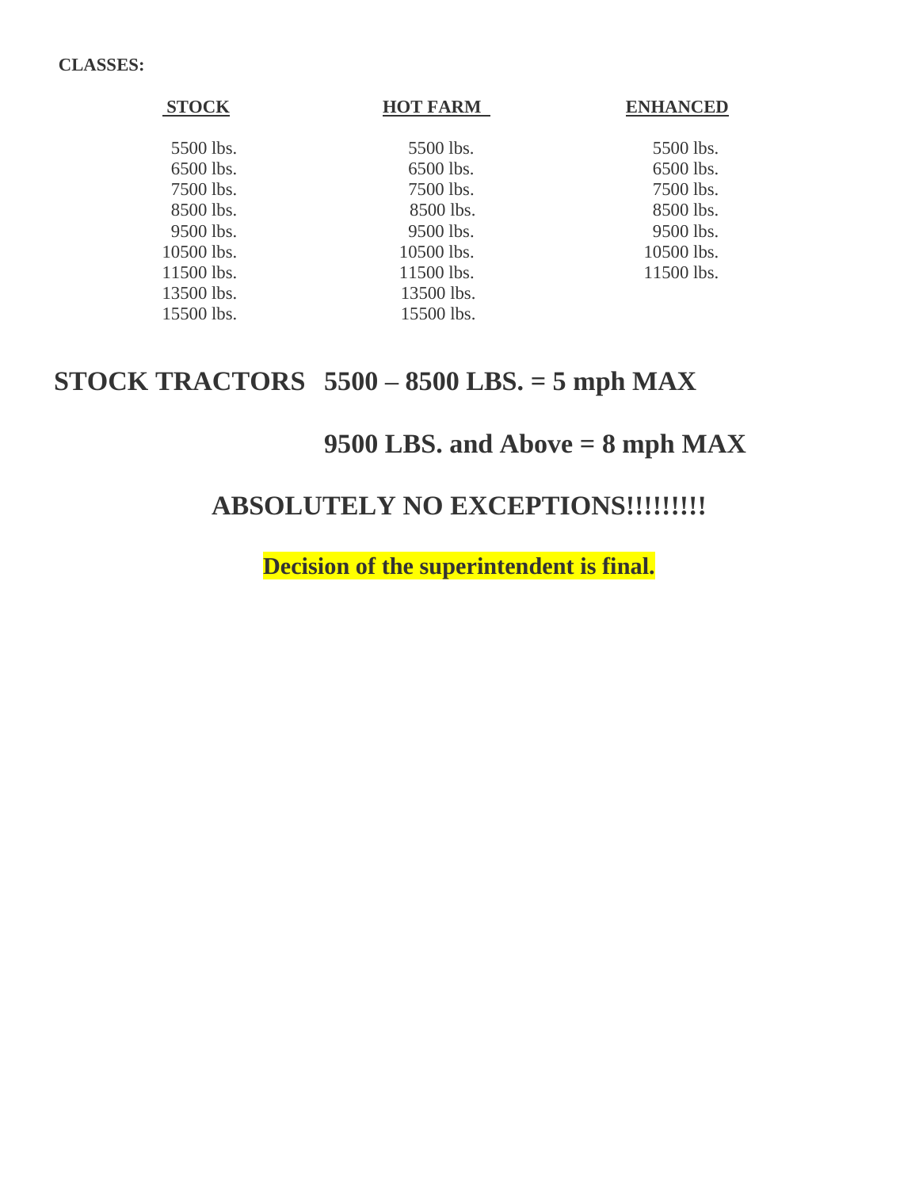**CLASSES:**

| STOCK | HOT FARM | ENHANCED |
|---|---|---|
| 5500 lbs. | 5500 lbs. | 5500 lbs. |
| 6500 lbs. | 6500 lbs. | 6500 lbs. |
| 7500 lbs. | 7500 lbs. | 7500 lbs. |
| 8500 lbs. | 8500 lbs. | 8500 lbs. |
| 9500 lbs. | 9500 lbs. | 9500 lbs. |
| 10500 lbs. | 10500 lbs. | 10500 lbs. |
| 11500 lbs. | 11500 lbs. | 11500 lbs. |
| 13500 lbs. | 13500 lbs. | |
| 15500 lbs. | 15500 lbs. | |

## STOCK TRACTORS 5500 – 8500 LBS. = 5 mph MAX

## 9500 LBS. and Above = 8 mph MAX

## ABSOLUTELY NO EXCEPTIONS!!!!!!!!!

**Decision of the superintendent is final.**